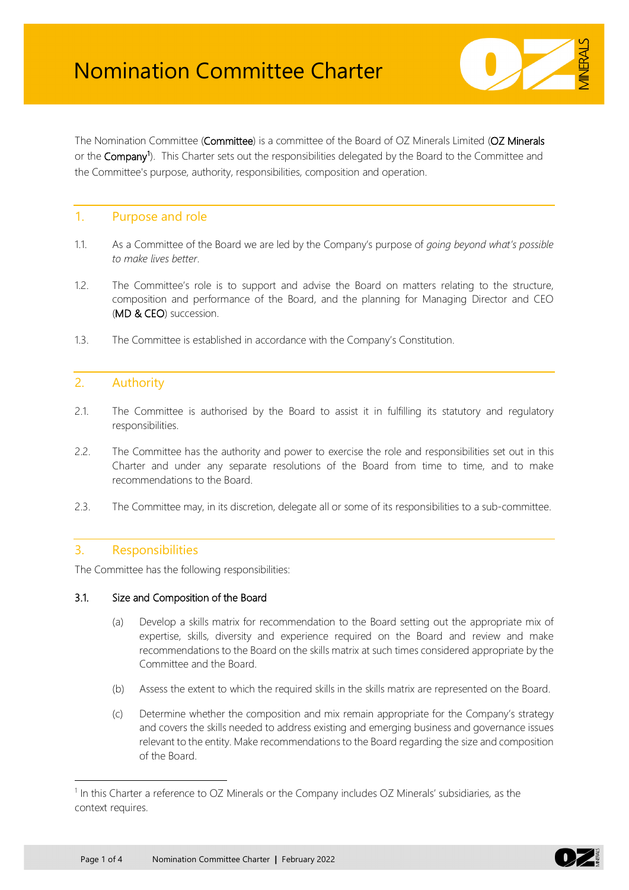# Nomination Committee Charter

The Nomination Committee (**Committee**) is a committee of the Board of OZ Minerals Limited (**OZ Minerals** or the **Company**[1]). This Charter sets out the responsibilities delegated by the Board to the Committee and the Committee's purpose, authority, responsibilities, composition and operation.

## 1. Purpose and role

1.1. As a Committee of the Board we are led by the Company's purpose of *going beyond what's possible to make lives better*.

1.2. The Committee's role is to support and advise the Board on matters relating to the structure, composition and performance of the Board, and the planning for Managing Director and CEO (**MD & CEO**) succession.

1.3. The Committee is established in accordance with the Company's Constitution.

## 2. Authority

2.1. The Committee is authorised by the Board to assist it in fulfilling its statutory and regulatory responsibilities.

2.2. The Committee has the authority and power to exercise the role and responsibilities set out in this Charter and under any separate resolutions of the Board from time to time, and to make recommendations to the Board.

2.3. The Committee may, in its discretion, delegate all or some of its responsibilities to a sub-committee.

## 3. Responsibilities

The Committee has the following responsibilities:

### 3.1. Size and Composition of the Board

(a) Develop a skills matrix for recommendation to the Board setting out the appropriate mix of expertise, skills, diversity and experience required on the Board and review and make recommendations to the Board on the skills matrix at such times considered appropriate by the Committee and the Board.

(b) Assess the extent to which the required skills in the skills matrix are represented on the Board.

(c) Determine whether the composition and mix remain appropriate for the Company's strategy and covers the skills needed to address existing and emerging business and governance issues relevant to the entity. Make recommendations to the Board regarding the size and composition of the Board.

[1] In this Charter a reference to OZ Minerals or the Company includes OZ Minerals' subsidiaries, as the context requires.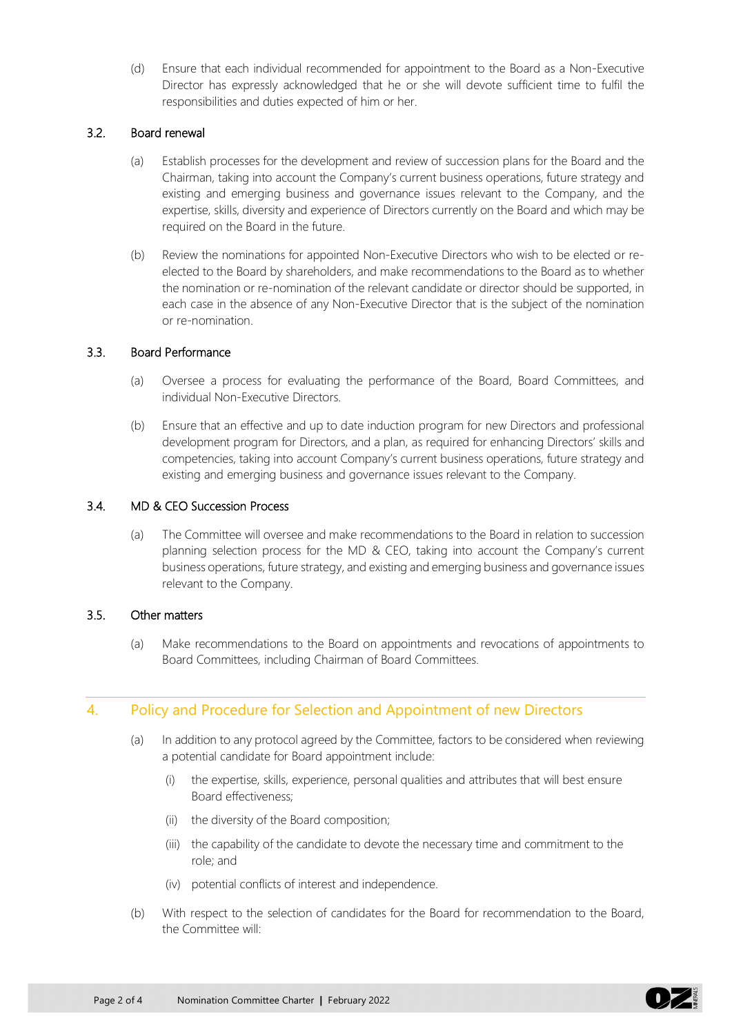(d) Ensure that each individual recommended for appointment to the Board as a Non-Executive Director has expressly acknowledged that he or she will devote sufficient time to fulfil the responsibilities and duties expected of him or her.

### 3.2. Board renewal

(a) Establish processes for the development and review of succession plans for the Board and the Chairman, taking into account the Company's current business operations, future strategy and existing and emerging business and governance issues relevant to the Company, and the expertise, skills, diversity and experience of Directors currently on the Board and which may be required on the Board in the future.

(b) Review the nominations for appointed Non-Executive Directors who wish to be elected or re-elected to the Board by shareholders, and make recommendations to the Board as to whether the nomination or re-nomination of the relevant candidate or director should be supported, in each case in the absence of any Non-Executive Director that is the subject of the nomination or re-nomination.

### 3.3. Board Performance

(a) Oversee a process for evaluating the performance of the Board, Board Committees, and individual Non-Executive Directors.

(b) Ensure that an effective and up to date induction program for new Directors and professional development program for Directors, and a plan, as required for enhancing Directors' skills and competencies, taking into account Company's current business operations, future strategy and existing and emerging business and governance issues relevant to the Company.

### 3.4. MD & CEO Succession Process

(a) The Committee will oversee and make recommendations to the Board in relation to succession planning selection process for the MD & CEO, taking into account the Company's current business operations, future strategy, and existing and emerging business and governance issues relevant to the Company.

### 3.5. Other matters

(a) Make recommendations to the Board on appointments and revocations of appointments to Board Committees, including Chairman of Board Committees.

## 4. Policy and Procedure for Selection and Appointment of new Directors

(a) In addition to any protocol agreed by the Committee, factors to be considered when reviewing a potential candidate for Board appointment include:

(i) the expertise, skills, experience, personal qualities and attributes that will best ensure Board effectiveness;

(ii) the diversity of the Board composition;

(iii) the capability of the candidate to devote the necessary time and commitment to the role; and

(iv) potential conflicts of interest and independence.

(b) With respect to the selection of candidates for the Board for recommendation to the Board, the Committee will: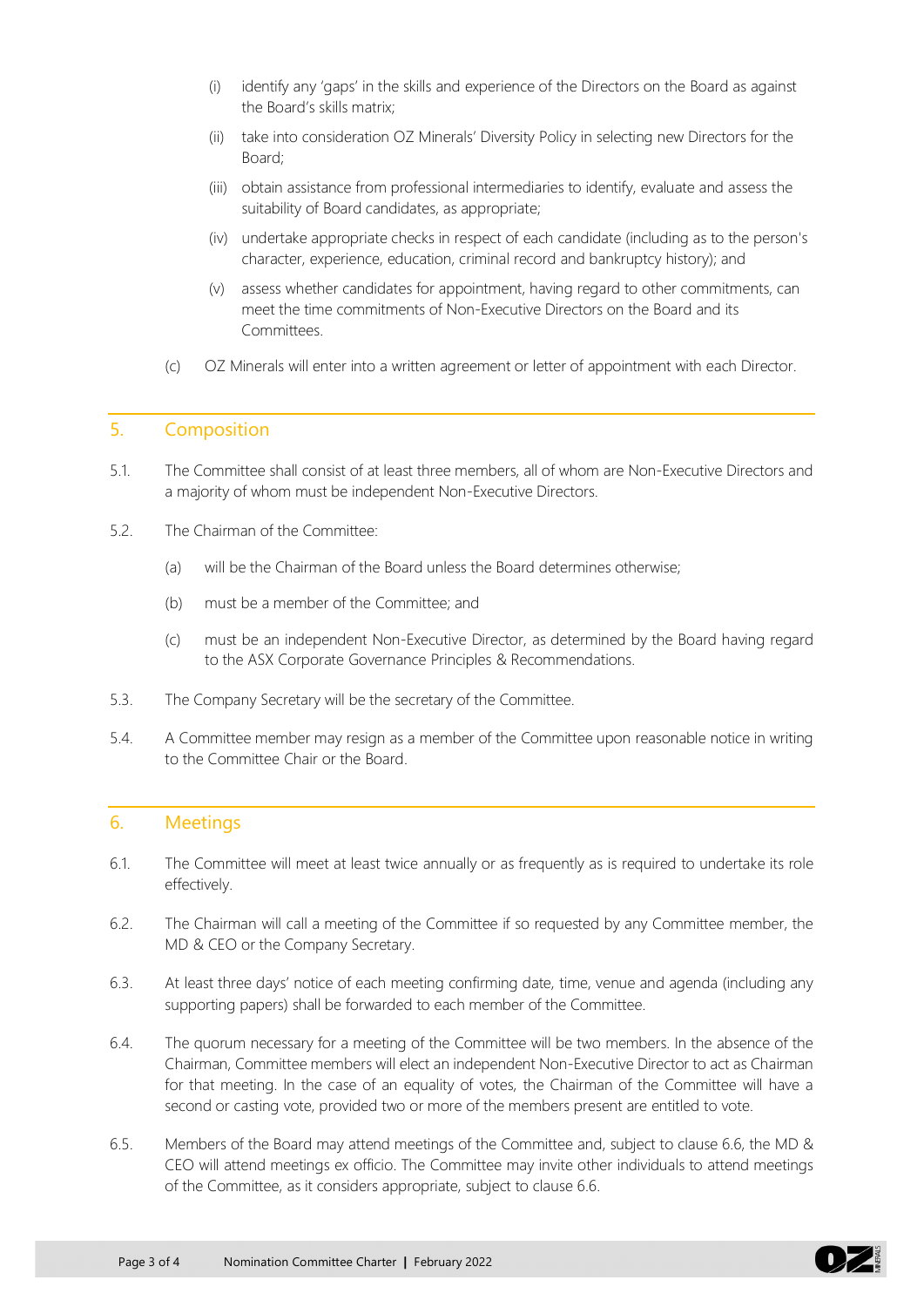(i) identify any 'gaps' in the skills and experience of the Directors on the Board as against the Board's skills matrix;

(ii) take into consideration OZ Minerals' Diversity Policy in selecting new Directors for the Board;

(iii) obtain assistance from professional intermediaries to identify, evaluate and assess the suitability of Board candidates, as appropriate;

(iv) undertake appropriate checks in respect of each candidate (including as to the person's character, experience, education, criminal record and bankruptcy history); and

(v) assess whether candidates for appointment, having regard to other commitments, can meet the time commitments of Non-Executive Directors on the Board and its Committees.

(c) OZ Minerals will enter into a written agreement or letter of appointment with each Director.

## 5. Composition

5.1. The Committee shall consist of at least three members, all of whom are Non-Executive Directors and a majority of whom must be independent Non-Executive Directors.

5.2. The Chairman of the Committee:

(a) will be the Chairman of the Board unless the Board determines otherwise;

(b) must be a member of the Committee; and

(c) must be an independent Non-Executive Director, as determined by the Board having regard to the ASX Corporate Governance Principles & Recommendations.

5.3. The Company Secretary will be the secretary of the Committee.

5.4. A Committee member may resign as a member of the Committee upon reasonable notice in writing to the Committee Chair or the Board.

## 6. Meetings

6.1. The Committee will meet at least twice annually or as frequently as is required to undertake its role effectively.

6.2. The Chairman will call a meeting of the Committee if so requested by any Committee member, the MD & CEO or the Company Secretary.

6.3. At least three days' notice of each meeting confirming date, time, venue and agenda (including any supporting papers) shall be forwarded to each member of the Committee.

6.4. The quorum necessary for a meeting of the Committee will be two members. In the absence of the Chairman, Committee members will elect an independent Non-Executive Director to act as Chairman for that meeting. In the case of an equality of votes, the Chairman of the Committee will have a second or casting vote, provided two or more of the members present are entitled to vote.

6.5. Members of the Board may attend meetings of the Committee and, subject to clause 6.6, the MD & CEO will attend meetings ex officio. The Committee may invite other individuals to attend meetings of the Committee, as it considers appropriate, subject to clause 6.6.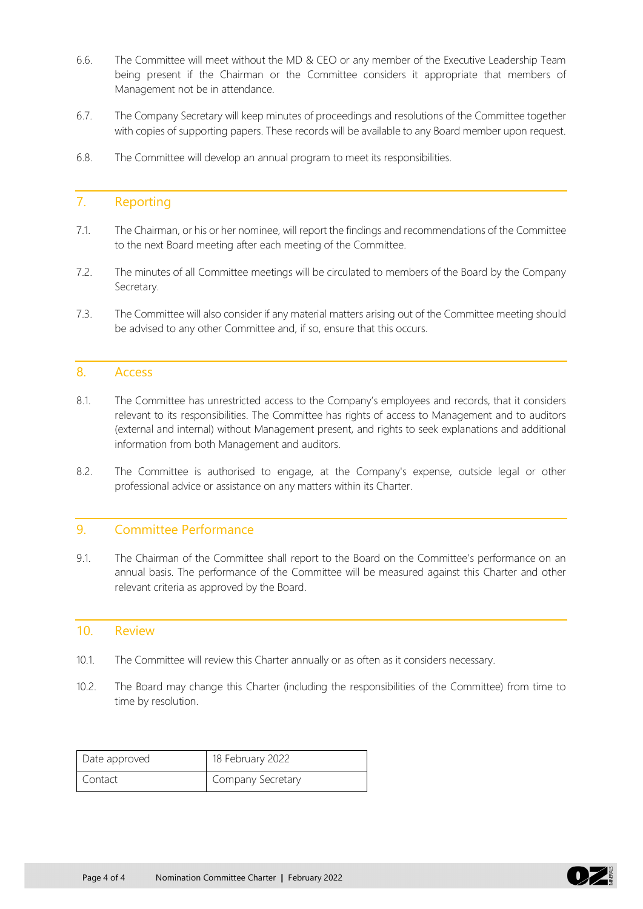6.6. The Committee will meet without the MD & CEO or any member of the Executive Leadership Team being present if the Chairman or the Committee considers it appropriate that members of Management not be in attendance.

6.7. The Company Secretary will keep minutes of proceedings and resolutions of the Committee together with copies of supporting papers. These records will be available to any Board member upon request.

6.8. The Committee will develop an annual program to meet its responsibilities.

## 7. Reporting

7.1. The Chairman, or his or her nominee, will report the findings and recommendations of the Committee to the next Board meeting after each meeting of the Committee.

7.2. The minutes of all Committee meetings will be circulated to members of the Board by the Company Secretary.

7.3. The Committee will also consider if any material matters arising out of the Committee meeting should be advised to any other Committee and, if so, ensure that this occurs.

## 8. Access

8.1. The Committee has unrestricted access to the Company's employees and records, that it considers relevant to its responsibilities. The Committee has rights of access to Management and to auditors (external and internal) without Management present, and rights to seek explanations and additional information from both Management and auditors.

8.2. The Committee is authorised to engage, at the Company's expense, outside legal or other professional advice or assistance on any matters within its Charter.

## 9. Committee Performance

9.1. The Chairman of the Committee shall report to the Board on the Committee's performance on an annual basis. The performance of the Committee will be measured against this Charter and other relevant criteria as approved by the Board.

## 10. Review

10.1. The Committee will review this Charter annually or as often as it considers necessary.

10.2. The Board may change this Charter (including the responsibilities of the Committee) from time to time by resolution.

| | |
|---|---|
| Date approved | 18 February 2022 |
| Contact | Company Secretary |